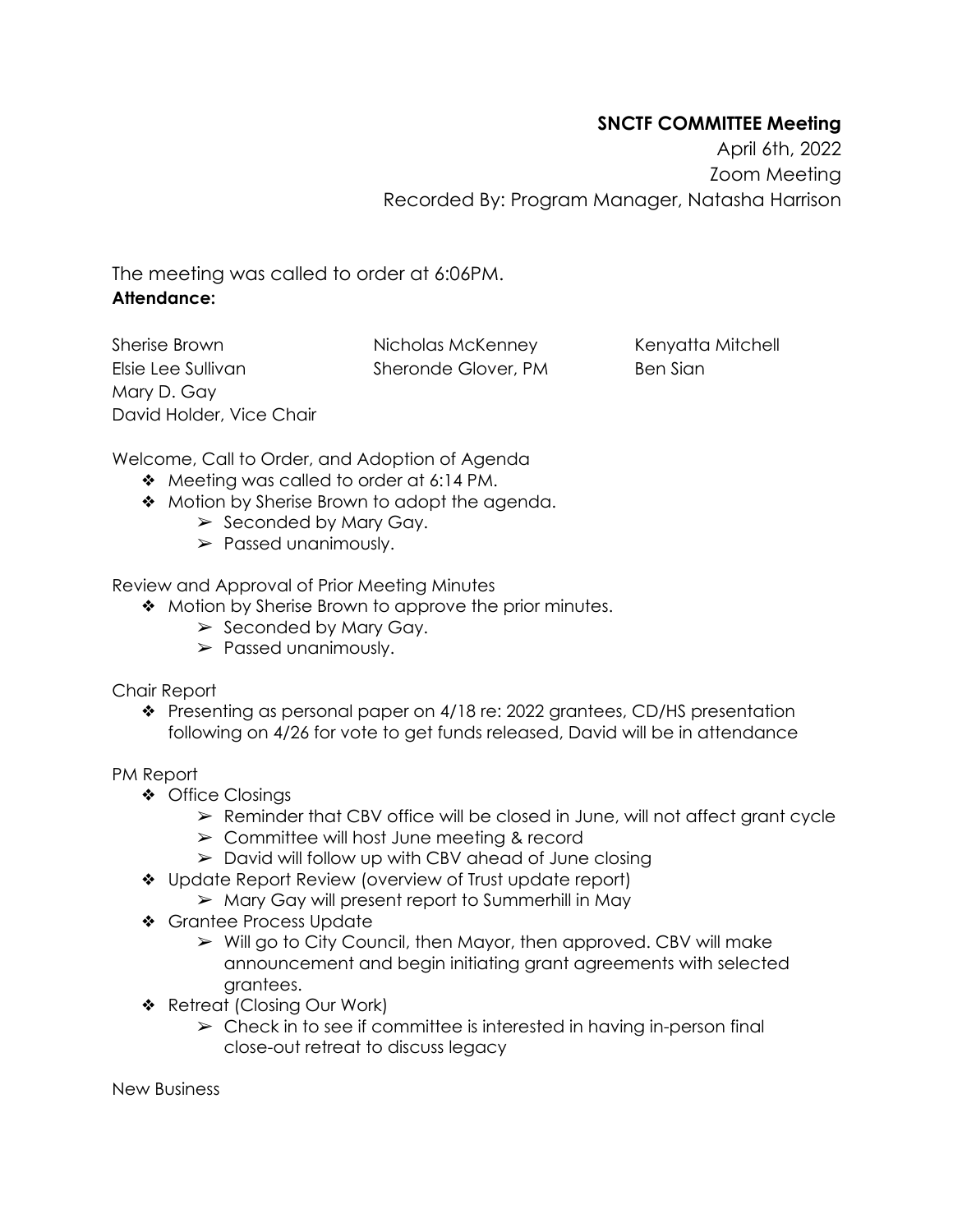**SNCTF COMMITTEE Meeting**

April 6th, 2022

Zoom Meeting

Recorded By: Program Manager, Natasha Harrison

The meeting was called to order at 6:06PM.

**Attendance:**

Sherise Brown
Elsie Lee Sullivan
Mary D. Gay
David Holder, Vice Chair
Nicholas McKenney
Sheronde Glover, PM
Kenyatta Mitchell
Ben Sian

Welcome, Call to Order, and Adoption of Agenda

- Meeting was called to order at 6:14 PM.
- Motion by Sherise Brown to adopt the agenda.
    - Seconded by Mary Gay.
    - Passed unanimously.

Review and Approval of Prior Meeting Minutes

- Motion by Sherise Brown to approve the prior minutes.
    - Seconded by Mary Gay.
    - Passed unanimously.

Chair Report

- Presenting as personal paper on 4/18 re: 2022 grantees, CD/HS presentation following on 4/26 for vote to get funds released, David will be in attendance

PM Report

- Office Closings
    - Reminder that CBV office will be closed in June, will not affect grant cycle
    - Committee will host June meeting & record
    - David will follow up with CBV ahead of June closing
- Update Report Review (overview of Trust update report)
    - Mary Gay will present report to Summerhill in May
- Grantee Process Update
    - Will go to City Council, then Mayor, then approved. CBV will make announcement and begin initiating grant agreements with selected grantees.
- Retreat (Closing Our Work)
    - Check in to see if committee is interested in having in-person final close-out retreat to discuss legacy

New Business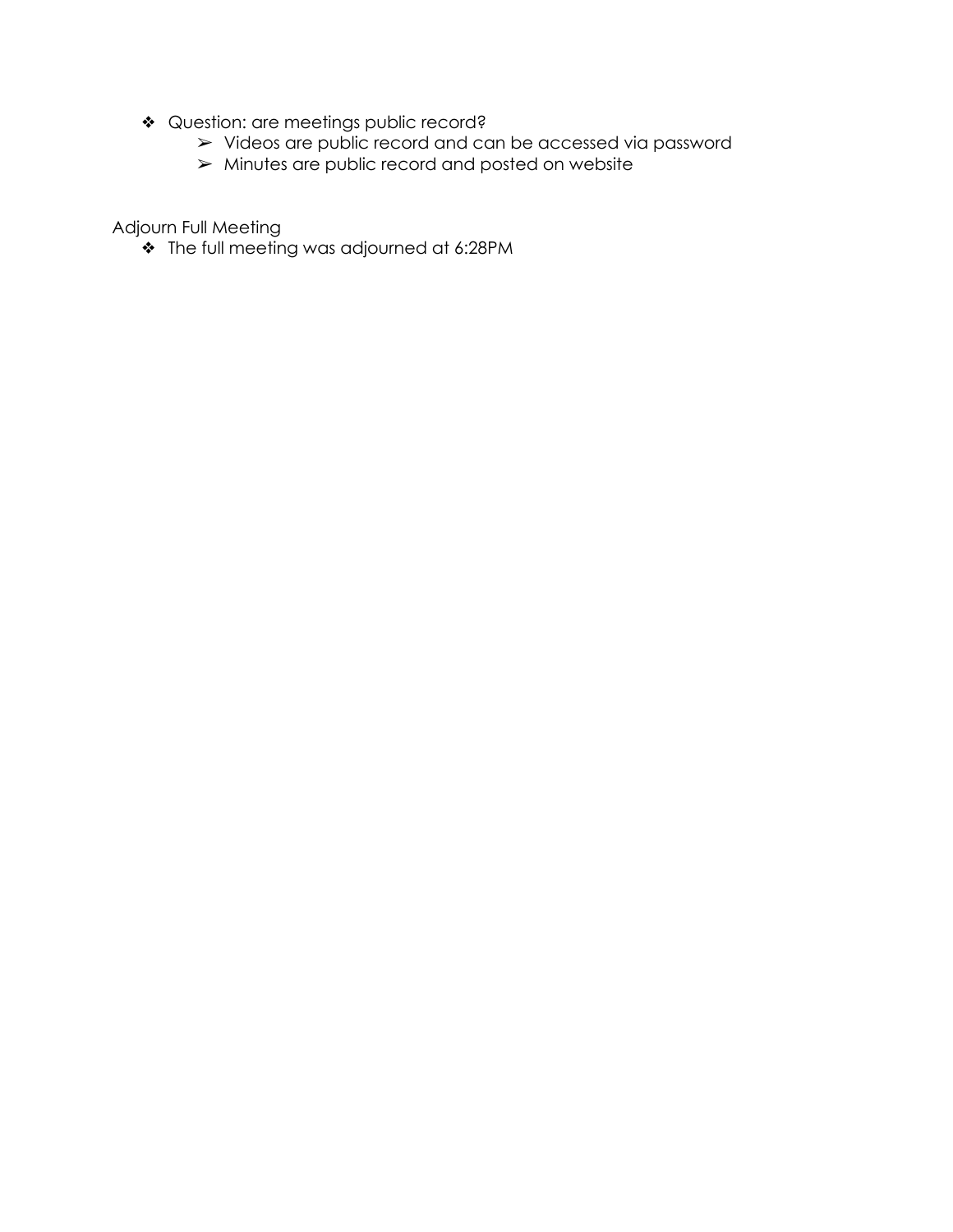- Question: are meetings public record?
  - Videos are public record and can be accessed via password
  - Minutes are public record and posted on website

Adjourn Full Meeting

- The full meeting was adjourned at 6:28PM